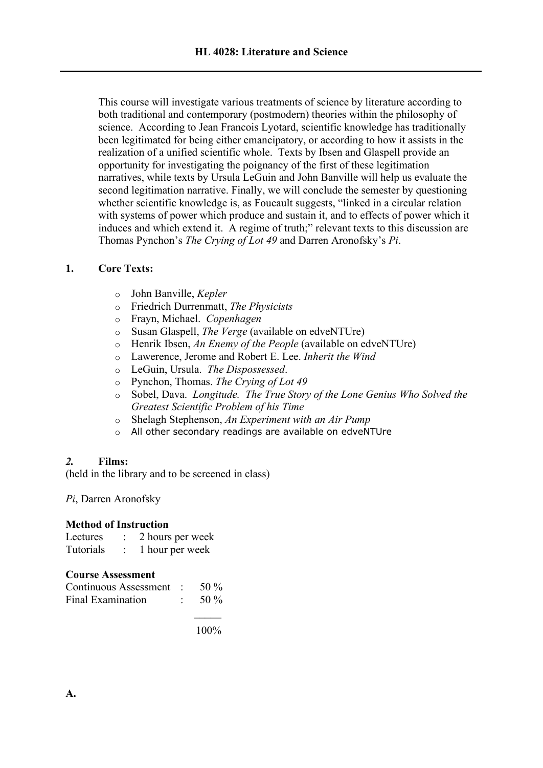# HL 4028: Literature and Science

This course will investigate various treatments of science by literature according to both traditional and contemporary (postmodern) theories within the philosophy of science. According to Jean Francois Lyotard, scientific knowledge has traditionally been legitimated for being either emancipatory, or according to how it assists in the realization of a unified scientific whole. Texts by Ibsen and Glaspell provide an opportunity for investigating the poignancy of the first of these legitimation narratives, while texts by Ursula LeGuin and John Banville will help us evaluate the second legitimation narrative. Finally, we will conclude the semester by questioning whether scientific knowledge is, as Foucault suggests, "linked in a circular relation with systems of power which produce and sustain it, and to effects of power which it induces and which extend it. A regime of truth;" relevant texts to this discussion are Thomas Pynchon's *The Crying of Lot 49* and Darren Aronofsky's *Pi*.

## 1. Core Texts:

- John Banville, *Kepler*
- Friedrich Durrenmatt, *The Physicists*
- Frayn, Michael. *Copenhagen*
- Susan Glaspell, *The Verge* (available on edveNTUre)
- Henrik Ibsen, *An Enemy of the People* (available on edveNTUre)
- Lawerence, Jerome and Robert E. Lee. *Inherit the Wind*
- LeGuin, Ursula. *The Dispossessed*.
- Pynchon, Thomas. *The Crying of Lot 49*
- Sobel, Dava. *Longitude. The True Story of the Lone Genius Who Solved the Greatest Scientific Problem of his Time*
- Shelagh Stephenson, *An Experiment with an Air Pump*
- All other secondary readings are available on edveNTUre

## *2.* Films:

(held in the library and to be screened in class)

*Pi*, Darren Aronofsky

**Method of Instruction**

Lectures : 2 hours per week
Tutorials : 1 hour per week

**Course Assessment**

| | | |
|---|---|---|
| Continuous Assessment | : | 50 % |
| Final Examination | : | 50 % |
| | | 100% |

**A.**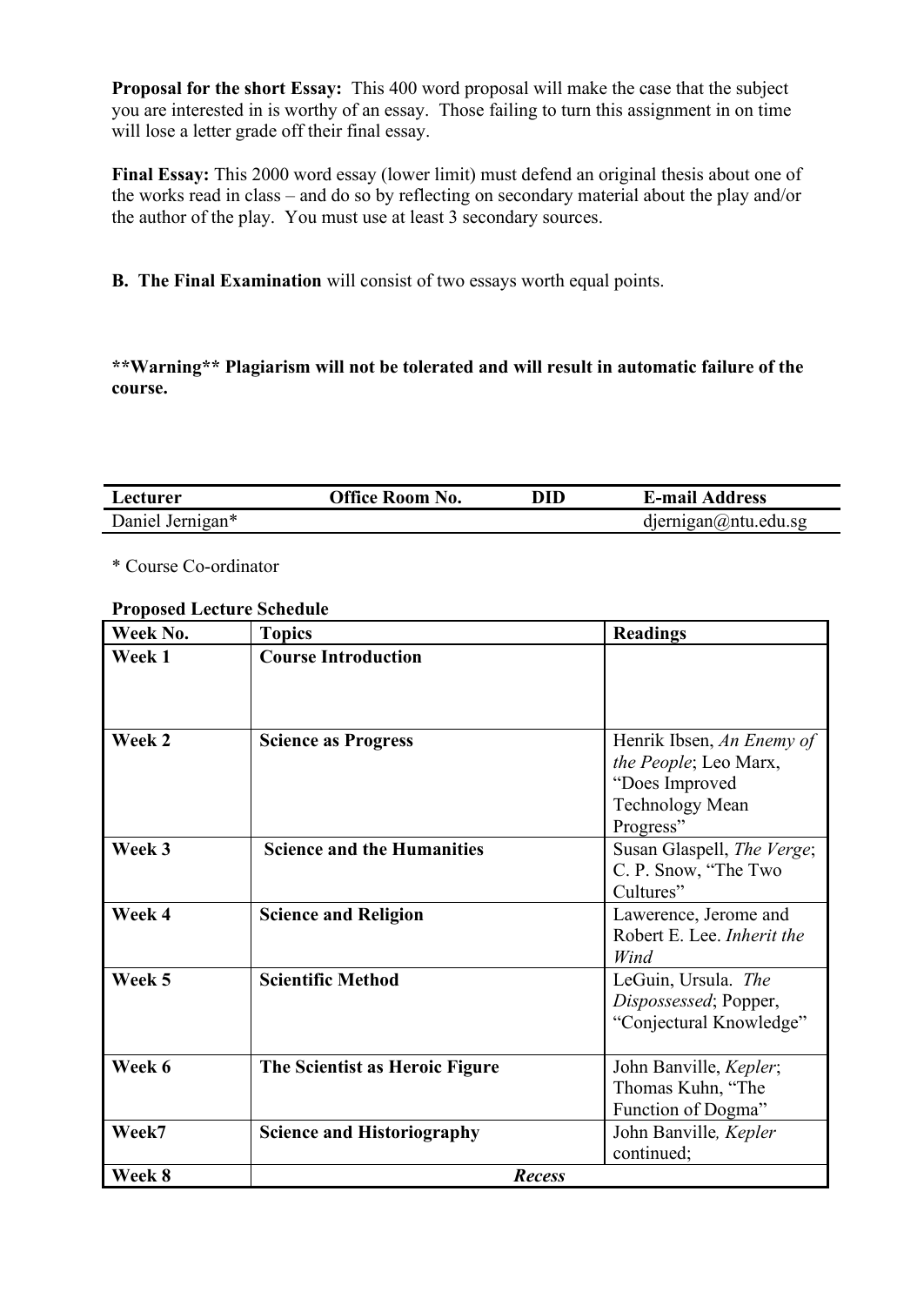**Proposal for the short Essay:** This 400 word proposal will make the case that the subject you are interested in is worthy of an essay. Those failing to turn this assignment in on time will lose a letter grade off their final essay.

**Final Essay:** This 2000 word essay (lower limit) must defend an original thesis about one of the works read in class – and do so by reflecting on secondary material about the play and/or the author of the play. You must use at least 3 secondary sources.

**B. The Final Examination** will consist of two essays worth equal points.

****Warning** Plagiarism will not be tolerated and will result in automatic failure of the course.**

| Lecturer | Office Room No. | DID | E-mail Address |
|---|---|---|---|
| Daniel Jernigan* | | | djernigan@ntu.edu.sg |

\* Course Co-ordinator

**Proposed Lecture Schedule**

| Week No. | Topics | Readings |
|---|---|---|
| **Week 1** | **Course Introduction** | |
| **Week 2** | **Science as Progress** | Henrik Ibsen, *An Enemy of the People*; Leo Marx, "Does Improved Technology Mean Progress" |
| **Week 3** | **Science and the Humanities** | Susan Glaspell, *The Verge*; C. P. Snow, "The Two Cultures" |
| **Week 4** | **Science and Religion** | Lawerence, Jerome and Robert E. Lee. *Inherit the Wind* |
| **Week 5** | **Scientific Method** | LeGuin, Ursula. *The Dispossessed*; Popper, "Conjectural Knowledge" |
| **Week 6** | **The Scientist as Heroic Figure** | John Banville, *Kepler*; Thomas Kuhn, "The Function of Dogma" |
| **Week7** | **Science and Historiography** | John Banville*, Kepler* continued; |
| **Week 8** | ***Recess*** | |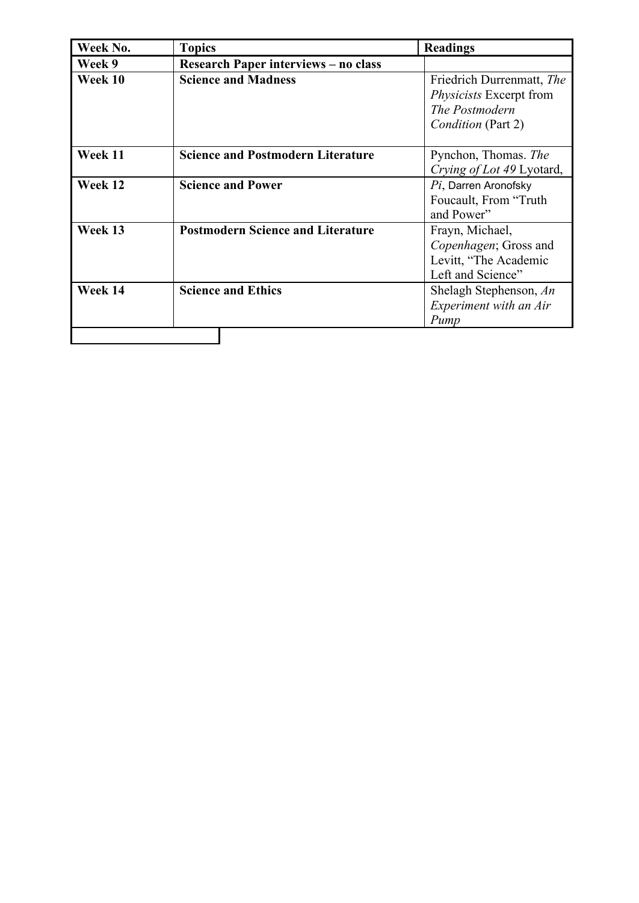| Week No. | Topics | Readings |
|---|---|---|
| **Week 9** | **Research Paper interviews – no class** | |
| **Week 10** | **Science and Madness** | Friedrich Durrenmatt, *The Physicists* Excerpt from *The Postmodern Condition* (Part 2) |
| **Week 11** | **Science and Postmodern Literature** | Pynchon, Thomas. *The Crying of Lot 49* Lyotard, |
| **Week 12** | **Science and Power** | *Pi*, Darren Aronofsky Foucault, From "Truth and Power" |
| **Week 13** | **Postmodern Science and Literature** | Frayn, Michael, *Copenhagen*; Gross and Levitt, "The Academic Left and Science" |
| **Week 14** | **Science and Ethics** | Shelagh Stephenson, *An Experiment with an Air Pump* |